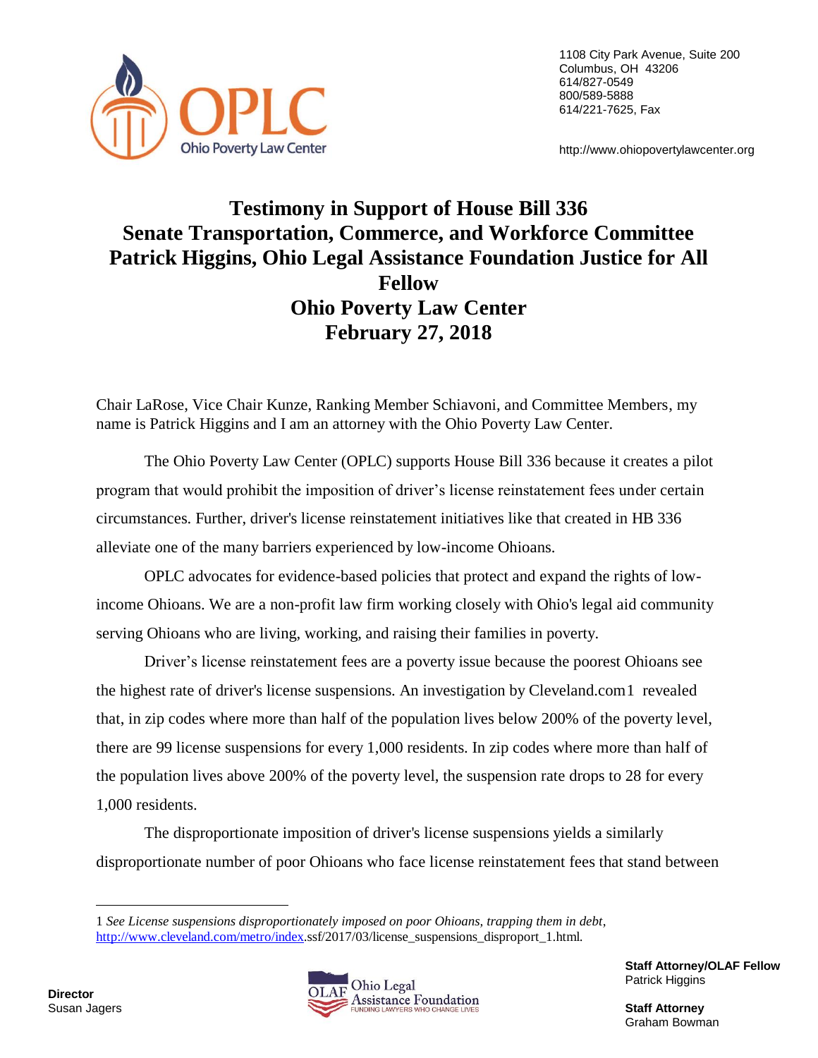1108 City Park Avenue, Suite 200
Columbus, OH 43206
614/827-0549
800/589-5888
614/221-7625, Fax

http://www.ohiopovertylawcenter.org

# Testimony in Support of House Bill 336
# Senate Transportation, Commerce, and Workforce Committee
# Patrick Higgins, Ohio Legal Assistance Foundation Justice for All Fellow
# Ohio Poverty Law Center
# February 27, 2018

Chair LaRose, Vice Chair Kunze, Ranking Member Schiavoni, and Committee Members, my name is Patrick Higgins and I am an attorney with the Ohio Poverty Law Center.

The Ohio Poverty Law Center (OPLC) supports House Bill 336 because it creates a pilot program that would prohibit the imposition of driver's license reinstatement fees under certain circumstances. Further, driver's license reinstatement initiatives like that created in HB 336 alleviate one of the many barriers experienced by low-income Ohioans.

OPLC advocates for evidence-based policies that protect and expand the rights of low-income Ohioans. We are a non-profit law firm working closely with Ohio's legal aid community serving Ohioans who are living, working, and raising their families in poverty.

Driver's license reinstatement fees are a poverty issue because the poorest Ohioans see the highest rate of driver's license suspensions. An investigation by Cleveland.com[1] revealed that, in zip codes where more than half of the population lives below 200% of the poverty level, there are 99 license suspensions for every 1,000 residents. In zip codes where more than half of the population lives above 200% of the poverty level, the suspension rate drops to 28 for every 1,000 residents.

The disproportionate imposition of driver's license suspensions yields a similarly disproportionate number of poor Ohioans who face license reinstatement fees that stand between

---

1 *See License suspensions disproportionately imposed on poor Ohioans, trapping them in debt*, http://www.cleveland.com/metro/index.ssf/2017/03/license_suspensions_disproport_1.html.

**Director**
Susan Jagers

**Staff Attorney/OLAF Fellow**
Patrick Higgins

**Staff Attorney**
Graham Bowman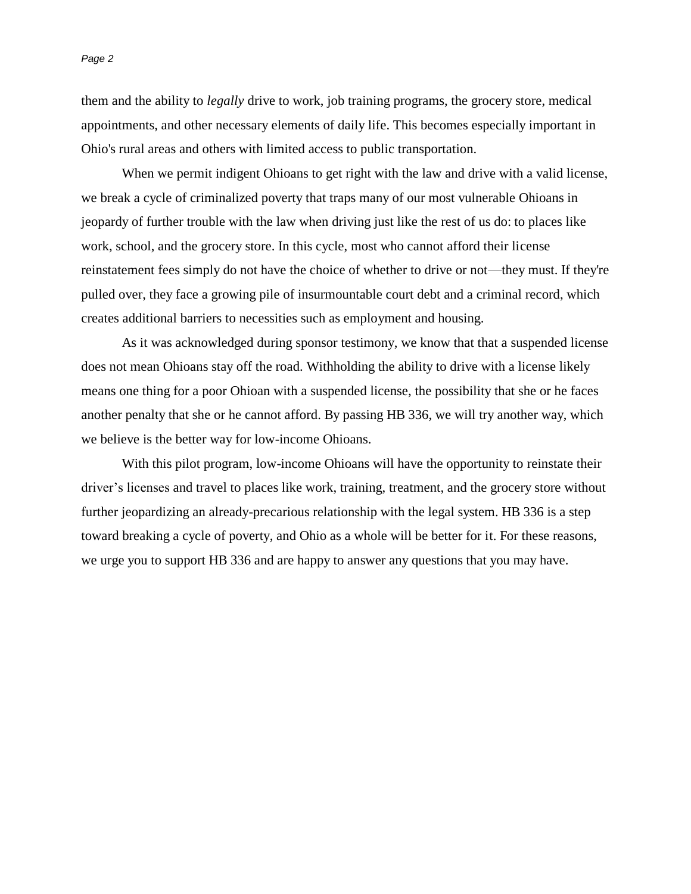them and the ability to *legally* drive to work, job training programs, the grocery store, medical appointments, and other necessary elements of daily life. This becomes especially important in Ohio's rural areas and others with limited access to public transportation.

When we permit indigent Ohioans to get right with the law and drive with a valid license, we break a cycle of criminalized poverty that traps many of our most vulnerable Ohioans in jeopardy of further trouble with the law when driving just like the rest of us do: to places like work, school, and the grocery store. In this cycle, most who cannot afford their license reinstatement fees simply do not have the choice of whether to drive or not—they must. If they're pulled over, they face a growing pile of insurmountable court debt and a criminal record, which creates additional barriers to necessities such as employment and housing.

As it was acknowledged during sponsor testimony, we know that that a suspended license does not mean Ohioans stay off the road. Withholding the ability to drive with a license likely means one thing for a poor Ohioan with a suspended license, the possibility that she or he faces another penalty that she or he cannot afford. By passing HB 336, we will try another way, which we believe is the better way for low-income Ohioans.

With this pilot program, low-income Ohioans will have the opportunity to reinstate their driver's licenses and travel to places like work, training, treatment, and the grocery store without further jeopardizing an already-precarious relationship with the legal system. HB 336 is a step toward breaking a cycle of poverty, and Ohio as a whole will be better for it. For these reasons, we urge you to support HB 336 and are happy to answer any questions that you may have.